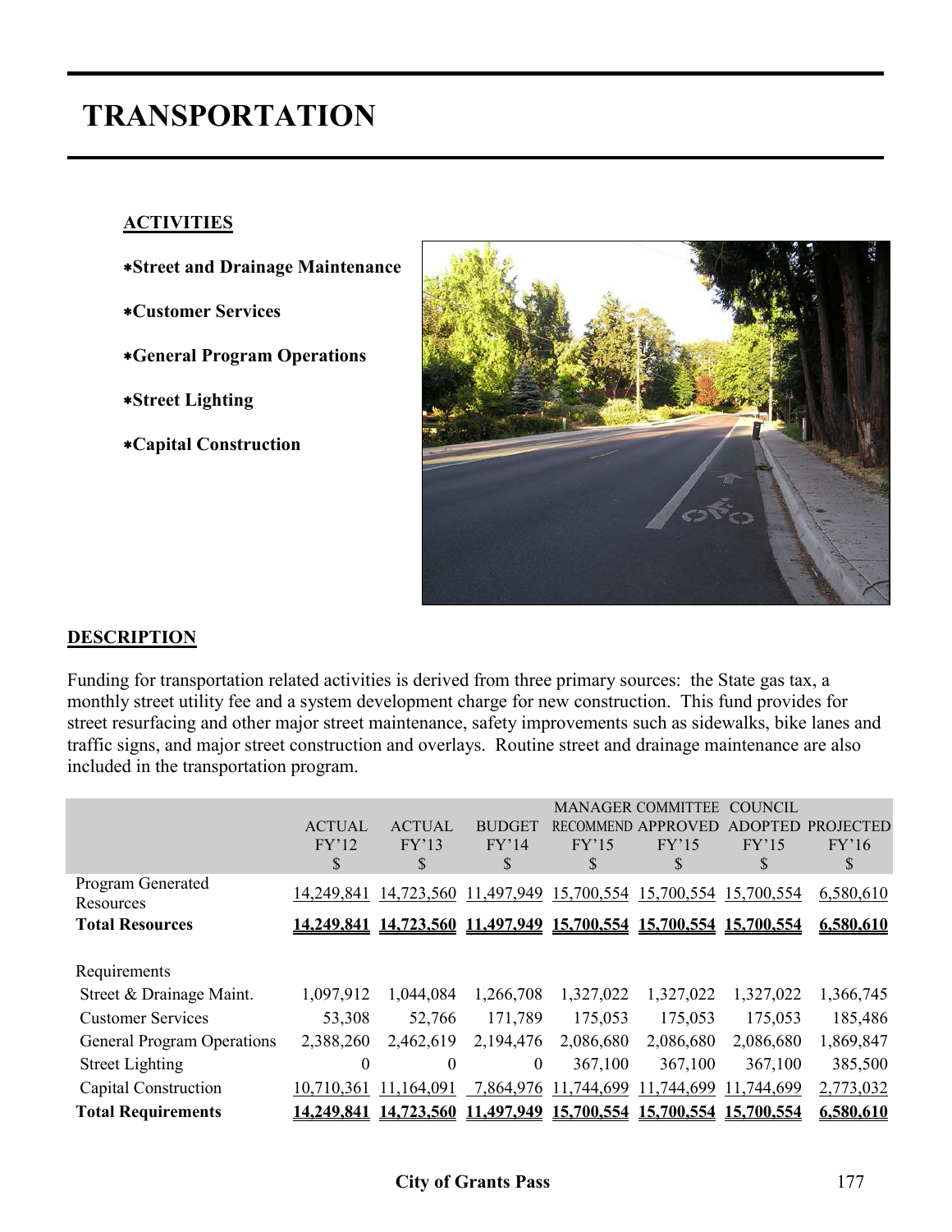# TRANSPORTATION

## ACTIVITIES

- **Street and Drainage Maintenance**
- **Customer Services**
- **General Program Operations**
- **Street Lighting**
- **Capital Construction**

## DESCRIPTION

Funding for transportation related activities is derived from three primary sources: the State gas tax, a monthly street utility fee and a system development charge for new construction. This fund provides for street resurfacing and other major street maintenance, safety improvements such as sidewalks, bike lanes and traffic signs, and major street construction and overlays. Routine street and drainage maintenance are also included in the transportation program.

| | ACTUAL FY'12 $ | ACTUAL FY'13 $ | BUDGET FY'14 $ | MANAGER RECOMMEND FY'15 $ | COMMITTEE APPROVED FY'15 $ | COUNCIL ADOPTED FY'15 $ | PROJECTED FY'16 $ |
|---|---|---|---|---|---|---|---|
| Program Generated Resources | 14,249,841 | 14,723,560 | 11,497,949 | 15,700,554 | 15,700,554 | 15,700,554 | 6,580,610 |
| **Total Resources** | **14,249,841** | **14,723,560** | **11,497,949** | **15,700,554** | **15,700,554** | **15,700,554** | **6,580,610** |
| Requirements | | | | | | | |
| Street & Drainage Maint. | 1,097,912 | 1,044,084 | 1,266,708 | 1,327,022 | 1,327,022 | 1,327,022 | 1,366,745 |
| Customer Services | 53,308 | 52,766 | 171,789 | 175,053 | 175,053 | 175,053 | 185,486 |
| General Program Operations | 2,388,260 | 2,462,619 | 2,194,476 | 2,086,680 | 2,086,680 | 2,086,680 | 1,869,847 |
| Street Lighting | 0 | 0 | 0 | 367,100 | 367,100 | 367,100 | 385,500 |
| Capital Construction | 10,710,361 | 11,164,091 | 7,864,976 | 11,744,699 | 11,744,699 | 11,744,699 | 2,773,032 |
| **Total Requirements** | **14,249,841** | **14,723,560** | **11,497,949** | **15,700,554** | **15,700,554** | **15,700,554** | **6,580,610** |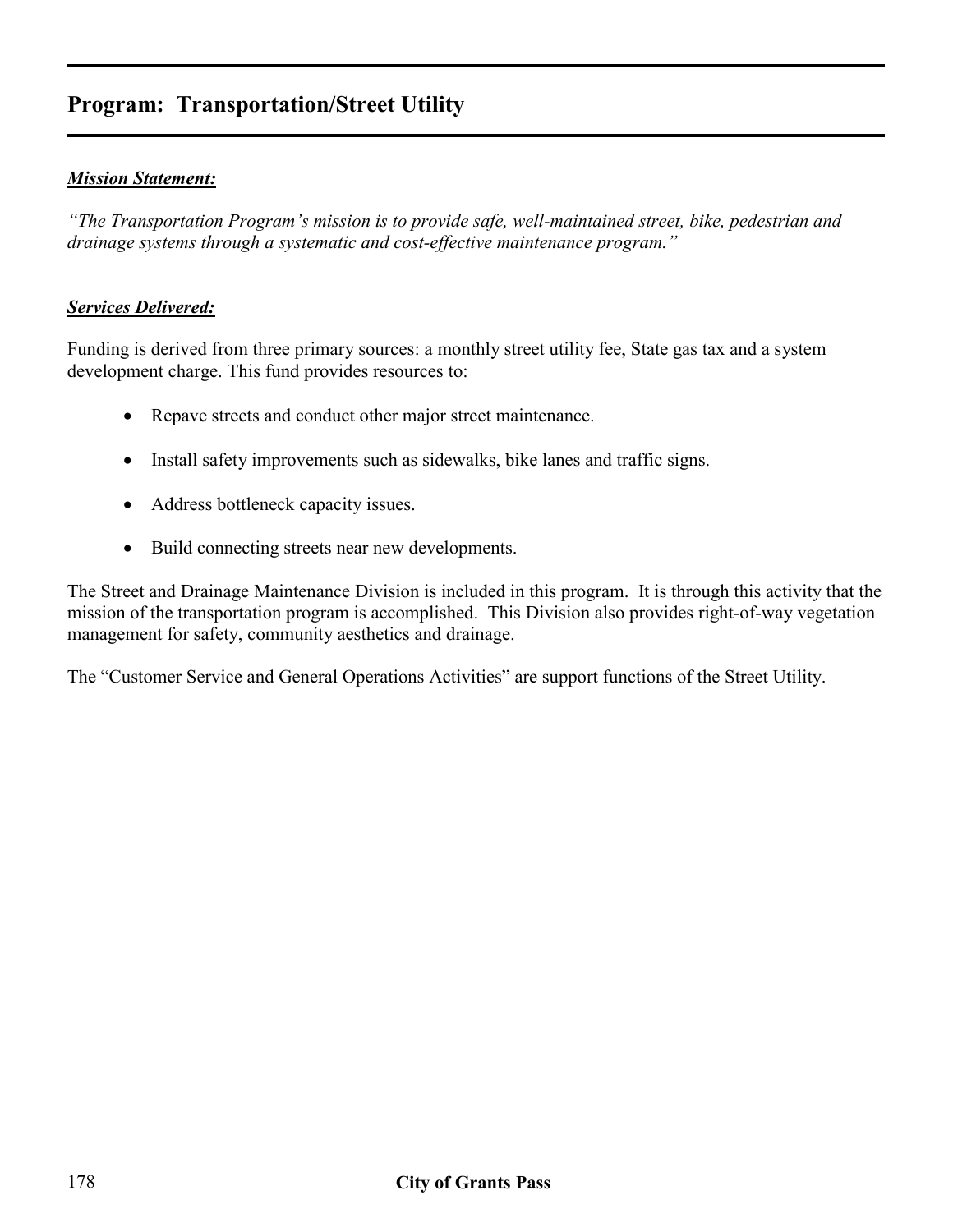## Program: Transportation/Street Utility

***Mission Statement:***

*"The Transportation Program's mission is to provide safe, well-maintained street, bike, pedestrian and drainage systems through a systematic and cost-effective maintenance program."*

***Services Delivered:***

Funding is derived from three primary sources: a monthly street utility fee, State gas tax and a system development charge. This fund provides resources to:

- Repave streets and conduct other major street maintenance.
- Install safety improvements such as sidewalks, bike lanes and traffic signs.
- Address bottleneck capacity issues.
- Build connecting streets near new developments.

The Street and Drainage Maintenance Division is included in this program. It is through this activity that the mission of the transportation program is accomplished. This Division also provides right-of-way vegetation management for safety, community aesthetics and drainage.

The "Customer Service and General Operations Activities" are support functions of the Street Utility.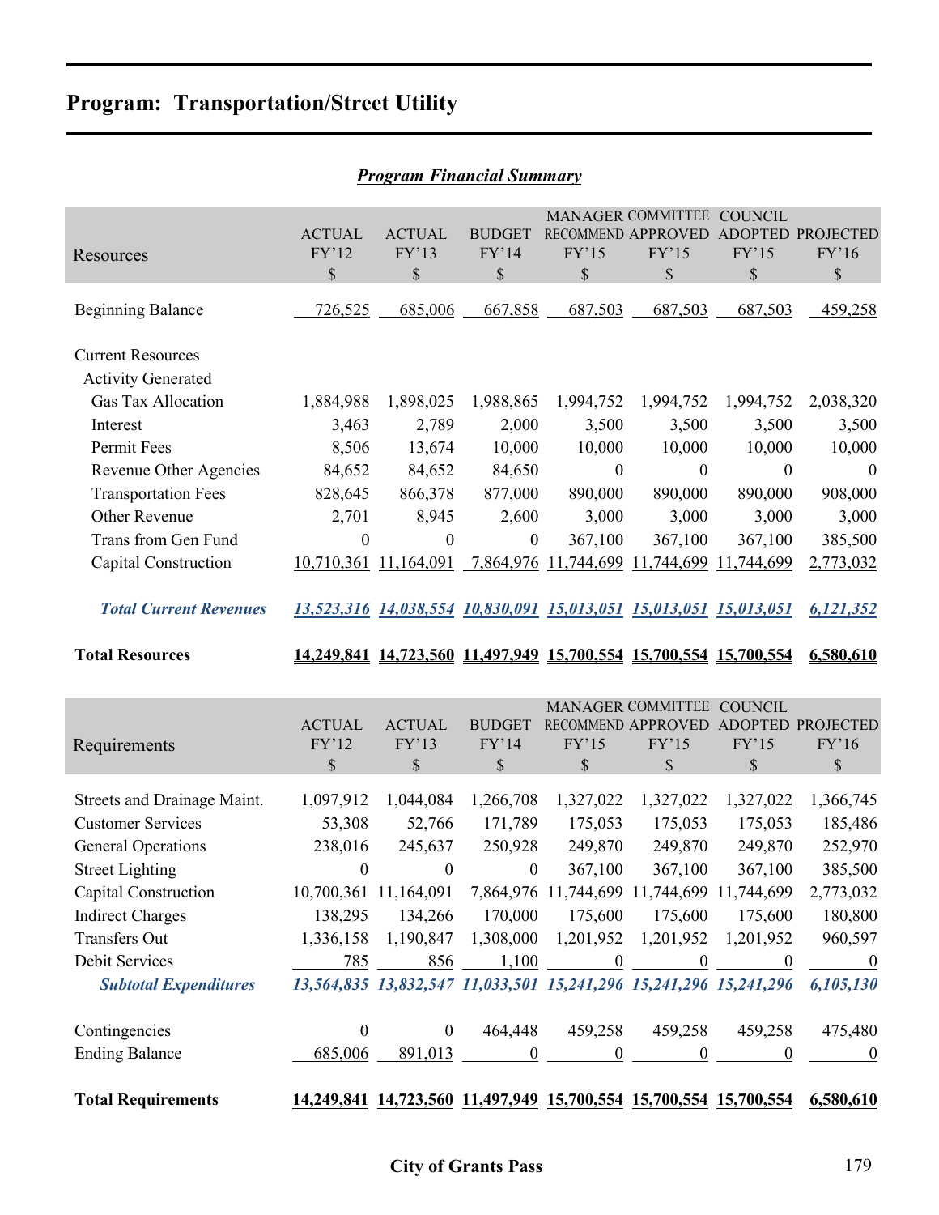# Program: Transportation/Street Utility

## *Program Financial Summary*

| Resources | ACTUAL FY'12 $ | ACTUAL FY'13 $ | BUDGET FY'14 $ | MANAGER RECOMMEND FY'15 $ | COMMITTEE APPROVED FY'15 $ | COUNCIL ADOPTED FY'15 $ | PROJECTED FY'16 $ |
|---|---|---|---|---|---|---|---|
| Beginning Balance | 726,525 | 685,006 | 667,858 | 687,503 | 687,503 | 687,503 | 459,258 |
| Current Resources | | | | | | | |
| Activity Generated | | | | | | | |
| Gas Tax Allocation | 1,884,988 | 1,898,025 | 1,988,865 | 1,994,752 | 1,994,752 | 1,994,752 | 2,038,320 |
| Interest | 3,463 | 2,789 | 2,000 | 3,500 | 3,500 | 3,500 | 3,500 |
| Permit Fees | 8,506 | 13,674 | 10,000 | 10,000 | 10,000 | 10,000 | 10,000 |
| Revenue Other Agencies | 84,652 | 84,652 | 84,650 | 0 | 0 | 0 | 0 |
| Transportation Fees | 828,645 | 866,378 | 877,000 | 890,000 | 890,000 | 890,000 | 908,000 |
| Other Revenue | 2,701 | 8,945 | 2,600 | 3,000 | 3,000 | 3,000 | 3,000 |
| Trans from Gen Fund | 0 | 0 | 0 | 367,100 | 367,100 | 367,100 | 385,500 |
| Capital Construction | 10,710,361 | 11,164,091 | 7,864,976 | 11,744,699 | 11,744,699 | 11,744,699 | 2,773,032 |
| ***Total Current Revenues*** | ***13,523,316*** | ***14,038,554*** | ***10,830,091*** | ***15,013,051*** | ***15,013,051*** | ***15,013,051*** | ***6,121,352*** |
| **Total Resources** | **14,249,841** | **14,723,560** | **11,497,949** | **15,700,554** | **15,700,554** | **15,700,554** | **6,580,610** |

| Requirements | ACTUAL FY'12 $ | ACTUAL FY'13 $ | BUDGET FY'14 $ | MANAGER RECOMMEND FY'15 $ | COMMITTEE APPROVED FY'15 $ | COUNCIL ADOPTED FY'15 $ | PROJECTED FY'16 $ |
|---|---|---|---|---|---|---|---|
| Streets and Drainage Maint. | 1,097,912 | 1,044,084 | 1,266,708 | 1,327,022 | 1,327,022 | 1,327,022 | 1,366,745 |
| Customer Services | 53,308 | 52,766 | 171,789 | 175,053 | 175,053 | 175,053 | 185,486 |
| General Operations | 238,016 | 245,637 | 250,928 | 249,870 | 249,870 | 249,870 | 252,970 |
| Street Lighting | 0 | 0 | 0 | 367,100 | 367,100 | 367,100 | 385,500 |
| Capital Construction | 10,700,361 | 11,164,091 | 7,864,976 | 11,744,699 | 11,744,699 | 11,744,699 | 2,773,032 |
| Indirect Charges | 138,295 | 134,266 | 170,000 | 175,600 | 175,600 | 175,600 | 180,800 |
| Transfers Out | 1,336,158 | 1,190,847 | 1,308,000 | 1,201,952 | 1,201,952 | 1,201,952 | 960,597 |
| Debit Services | 785 | 856 | 1,100 | 0 | 0 | 0 | 0 |
| ***Subtotal Expenditures*** | ***13,564,835*** | ***13,832,547*** | ***11,033,501*** | ***15,241,296*** | ***15,241,296*** | ***15,241,296*** | ***6,105,130*** |
| Contingencies | 0 | 0 | 464,448 | 459,258 | 459,258 | 459,258 | 475,480 |
| Ending Balance | 685,006 | 891,013 | 0 | 0 | 0 | 0 | 0 |
| **Total Requirements** | **14,249,841** | **14,723,560** | **11,497,949** | **15,700,554** | **15,700,554** | **15,700,554** | **6,580,610** |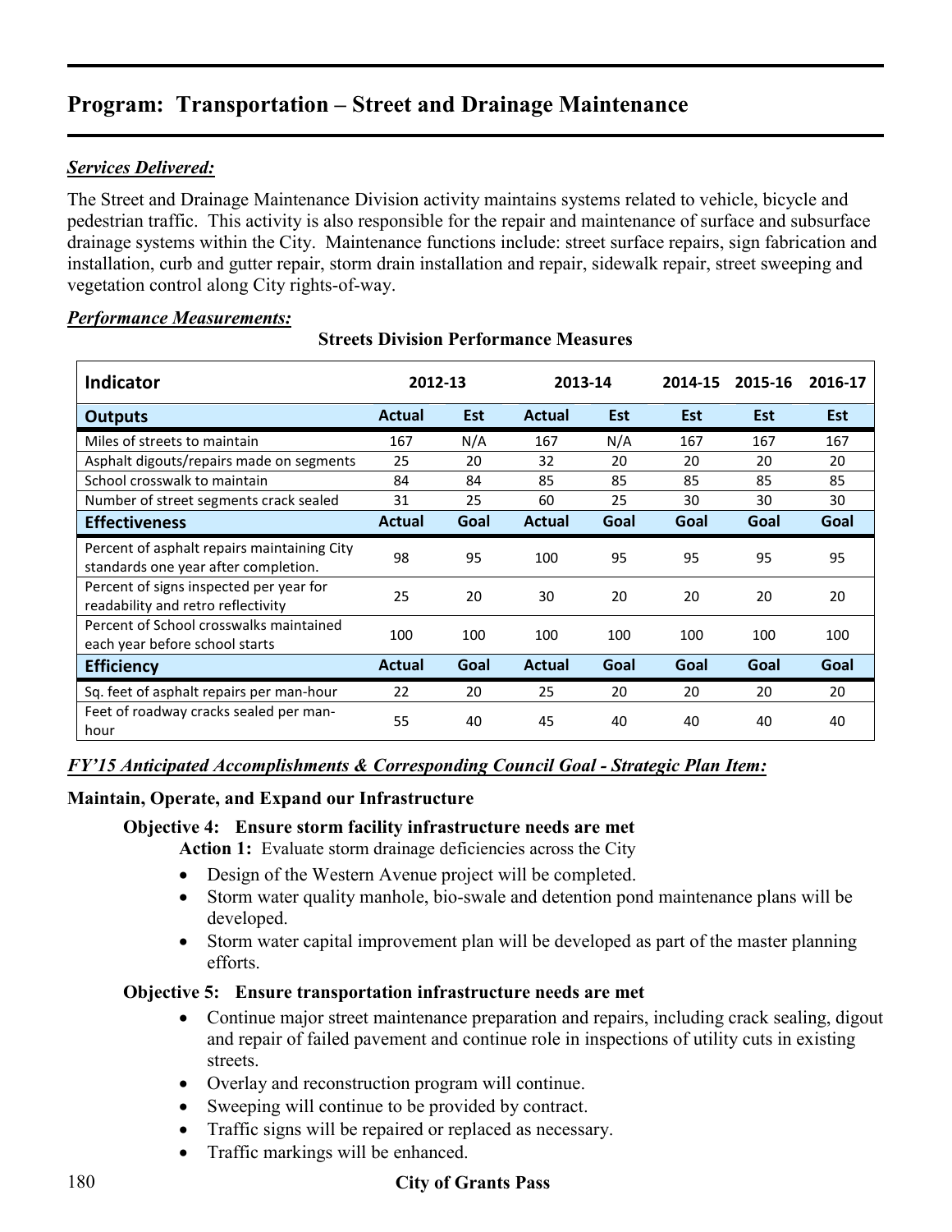# Program: Transportation – Street and Drainage Maintenance

***Services Delivered:***

The Street and Drainage Maintenance Division activity maintains systems related to vehicle, bicycle and pedestrian traffic. This activity is also responsible for the repair and maintenance of surface and subsurface drainage systems within the City. Maintenance functions include: street surface repairs, sign fabrication and installation, curb and gutter repair, storm drain installation and repair, sidewalk repair, street sweeping and vegetation control along City rights-of-way.

***Performance Measurements:***

**Streets Division Performance Measures**

| Indicator | 2012-13 | | 2013-14 | | 2014-15 | 2015-16 | 2016-17 |
|---|---|---|---|---|---|---|---|
| **Outputs** | **Actual** | **Est** | **Actual** | **Est** | **Est** | **Est** | **Est** |
| Miles of streets to maintain | 167 | N/A | 167 | N/A | 167 | 167 | 167 |
| Asphalt digouts/repairs made on segments | 25 | 20 | 32 | 20 | 20 | 20 | 20 |
| School crosswalk to maintain | 84 | 84 | 85 | 85 | 85 | 85 | 85 |
| Number of street segments crack sealed | 31 | 25 | 60 | 25 | 30 | 30 | 30 |
| **Effectiveness** | **Actual** | **Goal** | **Actual** | **Goal** | **Goal** | **Goal** | **Goal** |
| Percent of asphalt repairs maintaining City standards one year after completion. | 98 | 95 | 100 | 95 | 95 | 95 | 95 |
| Percent of signs inspected per year for readability and retro reflectivity | 25 | 20 | 30 | 20 | 20 | 20 | 20 |
| Percent of School crosswalks maintained each year before school starts | 100 | 100 | 100 | 100 | 100 | 100 | 100 |
| **Efficiency** | **Actual** | **Goal** | **Actual** | **Goal** | **Goal** | **Goal** | **Goal** |
| Sq. feet of asphalt repairs per man-hour | 22 | 20 | 25 | 20 | 20 | 20 | 20 |
| Feet of roadway cracks sealed per man-hour | 55 | 40 | 45 | 40 | 40 | 40 | 40 |

***FY'15 Anticipated Accomplishments & Corresponding Council Goal - Strategic Plan Item:***

**Maintain, Operate, and Expand our Infrastructure**

**Objective 4: Ensure storm facility infrastructure needs are met**

**Action 1:** Evaluate storm drainage deficiencies across the City

- Design of the Western Avenue project will be completed.
- Storm water quality manhole, bio-swale and detention pond maintenance plans will be developed.
- Storm water capital improvement plan will be developed as part of the master planning efforts.

**Objective 5: Ensure transportation infrastructure needs are met**

- Continue major street maintenance preparation and repairs, including crack sealing, digout and repair of failed pavement and continue role in inspections of utility cuts in existing streets.
- Overlay and reconstruction program will continue.
- Sweeping will continue to be provided by contract.
- Traffic signs will be repaired or replaced as necessary.
- Traffic markings will be enhanced.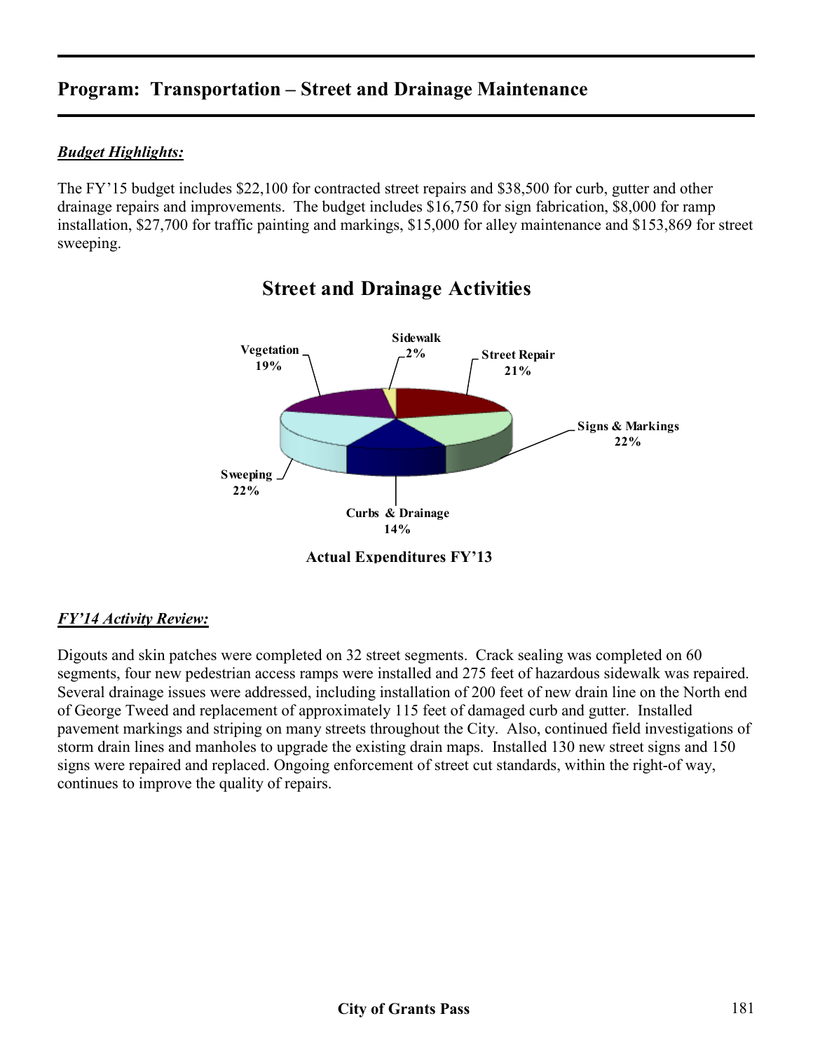## Program: Transportation – Street and Drainage Maintenance

***Budget Highlights:***

The FY'15 budget includes $22,100 for contracted street repairs and $38,500 for curb, gutter and other drainage repairs and improvements. The budget includes $16,750 for sign fabrication, $8,000 for ramp installation, $27,700 for traffic painting and markings, $15,000 for alley maintenance and $153,869 for street sweeping.

**Street and Drainage Activities**

| Activity | Percent |
| --- | --- |
| Sidewalk | 2% |
| Street Repair | 21% |
| Signs & Markings | 22% |
| Curbs & Drainage | 14% |
| Sweeping | 22% |
| Vegetation | 19% |

**Actual Expenditures FY'13**

***FY'14 Activity Review:***

Digouts and skin patches were completed on 32 street segments. Crack sealing was completed on 60 segments, four new pedestrian access ramps were installed and 275 feet of hazardous sidewalk was repaired. Several drainage issues were addressed, including installation of 200 feet of new drain line on the North end of George Tweed and replacement of approximately 115 feet of damaged curb and gutter. Installed pavement markings and striping on many streets throughout the City. Also, continued field investigations of storm drain lines and manholes to upgrade the existing drain maps. Installed 130 new street signs and 150 signs were repaired and replaced. Ongoing enforcement of street cut standards, within the right-of way, continues to improve the quality of repairs.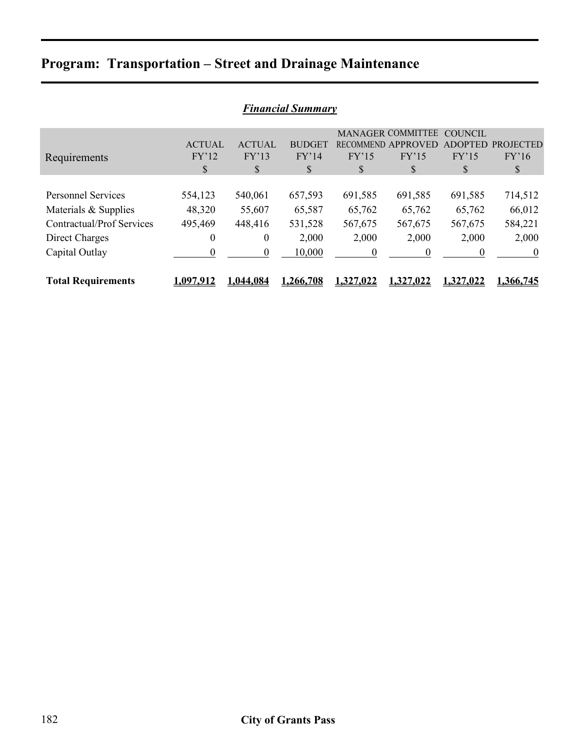# Program: Transportation – Street and Drainage Maintenance

## *Financial Summary*

| Requirements | ACTUAL FY'12 $ | ACTUAL FY'13 $ | BUDGET FY'14 $ | MANAGER RECOMMEND FY'15 $ | COMMITTEE APPROVED FY'15 $ | COUNCIL ADOPTED FY'15 $ | PROJECTED FY'16 $ |
|---|---|---|---|---|---|---|---|
| Personnel Services | 554,123 | 540,061 | 657,593 | 691,585 | 691,585 | 691,585 | 714,512 |
| Materials & Supplies | 48,320 | 55,607 | 65,587 | 65,762 | 65,762 | 65,762 | 66,012 |
| Contractual/Prof Services | 495,469 | 448,416 | 531,528 | 567,675 | 567,675 | 567,675 | 584,221 |
| Direct Charges | 0 | 0 | 2,000 | 2,000 | 2,000 | 2,000 | 2,000 |
| Capital Outlay | 0 | 0 | 10,000 | 0 | 0 | 0 | 0 |
| **Total Requirements** | **1,097,912** | **1,044,084** | **1,266,708** | **1,327,022** | **1,327,022** | **1,327,022** | **1,366,745** |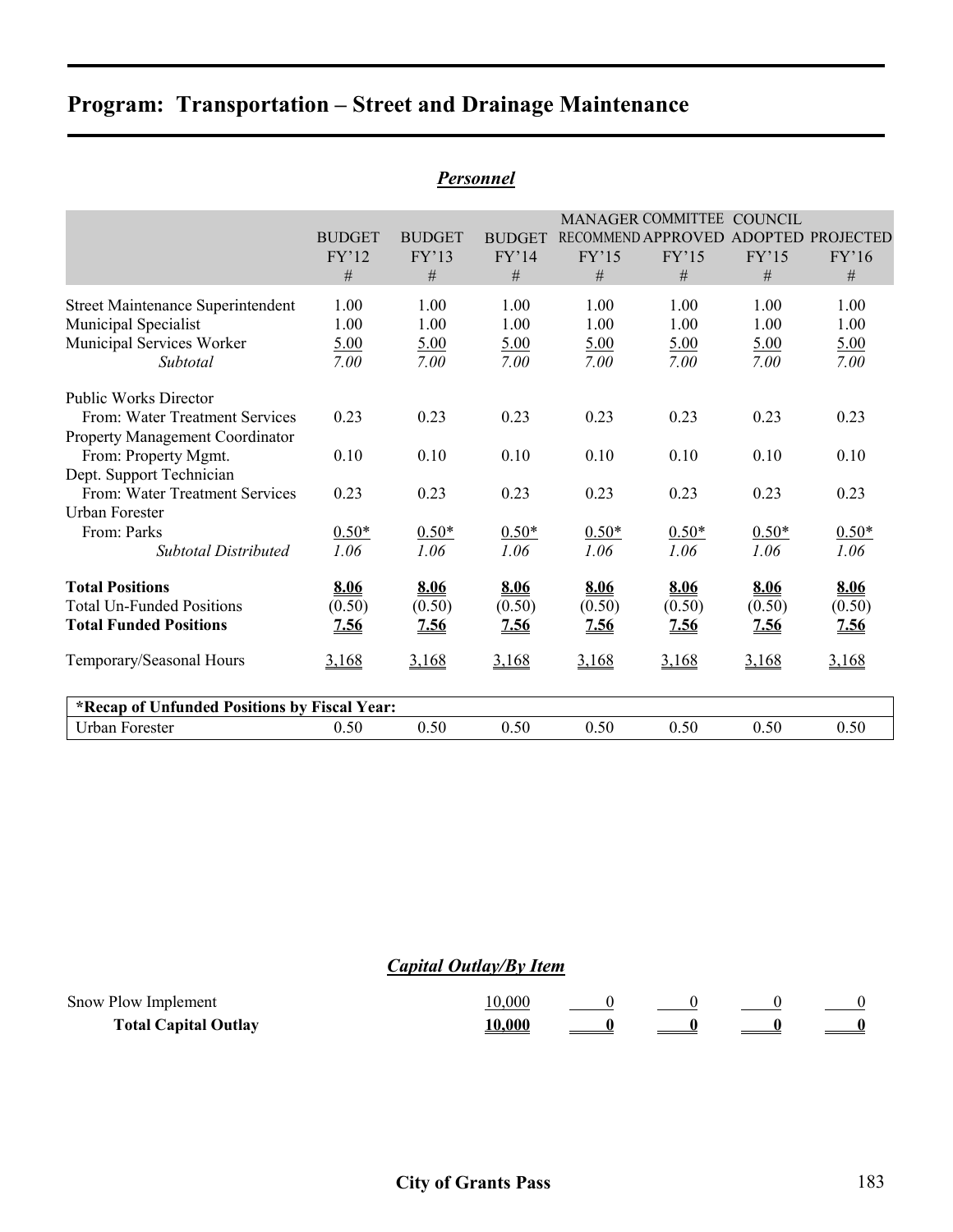# Program: Transportation – Street and Drainage Maintenance

## *Personnel*

| | BUDGET FY'12 # | BUDGET FY'13 # | BUDGET FY'14 # | MANAGER RECOMMEND FY'15 # | COMMITTEE APPROVED FY'15 # | COUNCIL ADOPTED FY'15 # | PROJECTED FY'16 # |
|---|---|---|---|---|---|---|---|
| Street Maintenance Superintendent | 1.00 | 1.00 | 1.00 | 1.00 | 1.00 | 1.00 | 1.00 |
| Municipal Specialist | 1.00 | 1.00 | 1.00 | 1.00 | 1.00 | 1.00 | 1.00 |
| Municipal Services Worker | 5.00 | 5.00 | 5.00 | 5.00 | 5.00 | 5.00 | 5.00 |
| *Subtotal* | *7.00* | *7.00* | *7.00* | *7.00* | *7.00* | *7.00* | *7.00* |
| Public Works Director | | | | | | | |
| From: Water Treatment Services | 0.23 | 0.23 | 0.23 | 0.23 | 0.23 | 0.23 | 0.23 |
| Property Management Coordinator | | | | | | | |
| From: Property Mgmt. | 0.10 | 0.10 | 0.10 | 0.10 | 0.10 | 0.10 | 0.10 |
| Dept. Support Technician | | | | | | | |
| From: Water Treatment Services | 0.23 | 0.23 | 0.23 | 0.23 | 0.23 | 0.23 | 0.23 |
| Urban Forester | | | | | | | |
| From: Parks | 0.50* | 0.50* | 0.50* | 0.50* | 0.50* | 0.50* | 0.50* |
| *Subtotal Distributed* | *1.06* | *1.06* | *1.06* | *1.06* | *1.06* | *1.06* | *1.06* |
| **Total Positions** | **8.06** | **8.06** | **8.06** | **8.06** | **8.06** | **8.06** | **8.06** |
| Total Un-Funded Positions | (0.50) | (0.50) | (0.50) | (0.50) | (0.50) | (0.50) | (0.50) |
| **Total Funded Positions** | **7.56** | **7.56** | **7.56** | **7.56** | **7.56** | **7.56** | **7.56** |
| Temporary/Seasonal Hours | 3,168 | 3,168 | 3,168 | 3,168 | 3,168 | 3,168 | 3,168 |

| **\*Recap of Unfunded Positions by Fiscal Year:** | | | | | | | |
|---|---|---|---|---|---|---|---|
| Urban Forester | 0.50 | 0.50 | 0.50 | 0.50 | 0.50 | 0.50 | 0.50 |

## *Capital Outlay/By Item*

| | | | | | |
|---|---|---|---|---|---|
| Snow Plow Implement | 10,000 | 0 | 0 | 0 | 0 |
| **Total Capital Outlay** | **10,000** | **0** | **0** | **0** | **0** |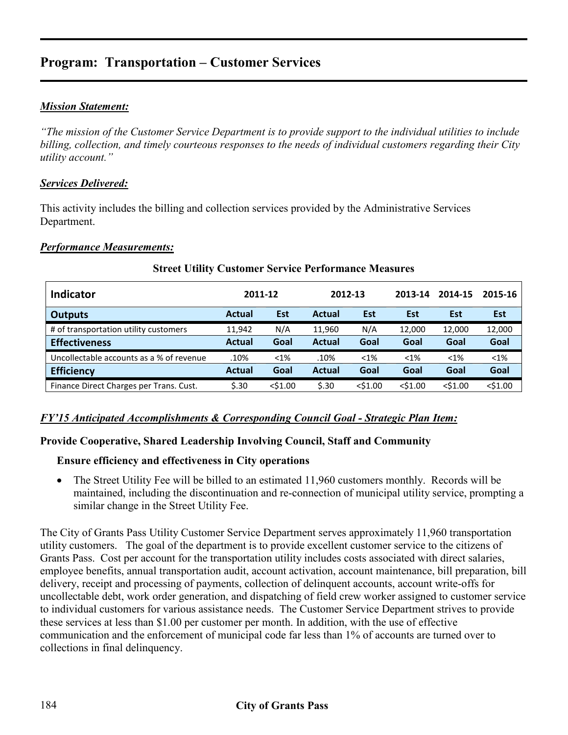# Program: Transportation – Customer Services

***Mission Statement:***

*"The mission of the Customer Service Department is to provide support to the individual utilities to include billing, collection, and timely courteous responses to the needs of individual customers regarding their City utility account."*

***Services Delivered:***

This activity includes the billing and collection services provided by the Administrative Services Department.

***Performance Measurements:***

**Street Utility Customer Service Performance Measures**

| Indicator | 2011-12 | | 2012-13 | | 2013-14 | 2014-15 | 2015-16 |
|---|---|---|---|---|---|---|---|
| **Outputs** | **Actual** | **Est** | **Actual** | **Est** | **Est** | **Est** | **Est** |
| # of transportation utility customers | 11,942 | N/A | 11,960 | N/A | 12,000 | 12,000 | 12,000 |
| **Effectiveness** | **Actual** | **Goal** | **Actual** | **Goal** | **Goal** | **Goal** | **Goal** |
| Uncollectable accounts as a % of revenue | .10% | <1% | .10% | <1% | <1% | <1% | <1% |
| **Efficiency** | **Actual** | **Goal** | **Actual** | **Goal** | **Goal** | **Goal** | **Goal** |
| Finance Direct Charges per Trans. Cust. | $.30 | <$1.00 | $.30 | <$1.00 | <$1.00 | <$1.00 | <$1.00 |

***FY'15 Anticipated Accomplishments & Corresponding Council Goal - Strategic Plan Item:***

**Provide Cooperative, Shared Leadership Involving Council, Staff and Community**

**Ensure efficiency and effectiveness in City operations**

- The Street Utility Fee will be billed to an estimated 11,960 customers monthly. Records will be maintained, including the discontinuation and re-connection of municipal utility service, prompting a similar change in the Street Utility Fee.

The City of Grants Pass Utility Customer Service Department serves approximately 11,960 transportation utility customers. The goal of the department is to provide excellent customer service to the citizens of Grants Pass. Cost per account for the transportation utility includes costs associated with direct salaries, employee benefits, annual transportation audit, account activation, account maintenance, bill preparation, bill delivery, receipt and processing of payments, collection of delinquent accounts, account write-offs for uncollectable debt, work order generation, and dispatching of field crew worker assigned to customer service to individual customers for various assistance needs. The Customer Service Department strives to provide these services at less than $1.00 per customer per month. In addition, with the use of effective communication and the enforcement of municipal code far less than 1% of accounts are turned over to collections in final delinquency.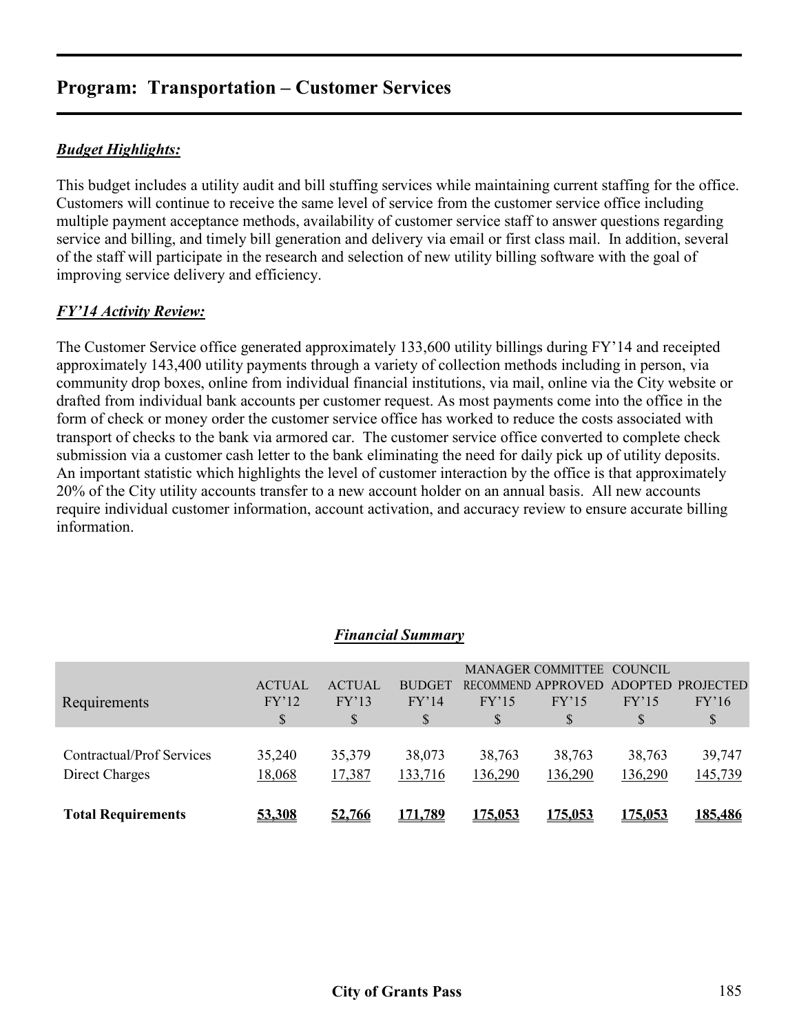## Program: Transportation – Customer Services

***Budget Highlights:***

This budget includes a utility audit and bill stuffing services while maintaining current staffing for the office. Customers will continue to receive the same level of service from the customer service office including multiple payment acceptance methods, availability of customer service staff to answer questions regarding service and billing, and timely bill generation and delivery via email or first class mail. In addition, several of the staff will participate in the research and selection of new utility billing software with the goal of improving service delivery and efficiency.

***FY'14 Activity Review:***

The Customer Service office generated approximately 133,600 utility billings during FY'14 and receipted approximately 143,400 utility payments through a variety of collection methods including in person, via community drop boxes, online from individual financial institutions, via mail, online via the City website or drafted from individual bank accounts per customer request. As most payments come into the office in the form of check or money order the customer service office has worked to reduce the costs associated with transport of checks to the bank via armored car. The customer service office converted to complete check submission via a customer cash letter to the bank eliminating the need for daily pick up of utility deposits. An important statistic which highlights the level of customer interaction by the office is that approximately 20% of the City utility accounts transfer to a new account holder on an annual basis. All new accounts require individual customer information, account activation, and accuracy review to ensure accurate billing information.

***Financial Summary***

| Requirements | ACTUAL FY'12 $ | ACTUAL FY'13 $ | BUDGET FY'14 $ | MANAGER RECOMMEND FY'15 $ | COMMITTEE APPROVED FY'15 $ | COUNCIL ADOPTED FY'15 $ | PROJECTED FY'16 $ |
|---|---|---|---|---|---|---|---|
| Contractual/Prof Services | 35,240 | 35,379 | 38,073 | 38,763 | 38,763 | 38,763 | 39,747 |
| Direct Charges | 18,068 | 17,387 | 133,716 | 136,290 | 136,290 | 136,290 | 145,739 |
| **Total Requirements** | **53,308** | **52,766** | **171,789** | **175,053** | **175,053** | **175,053** | **185,486** |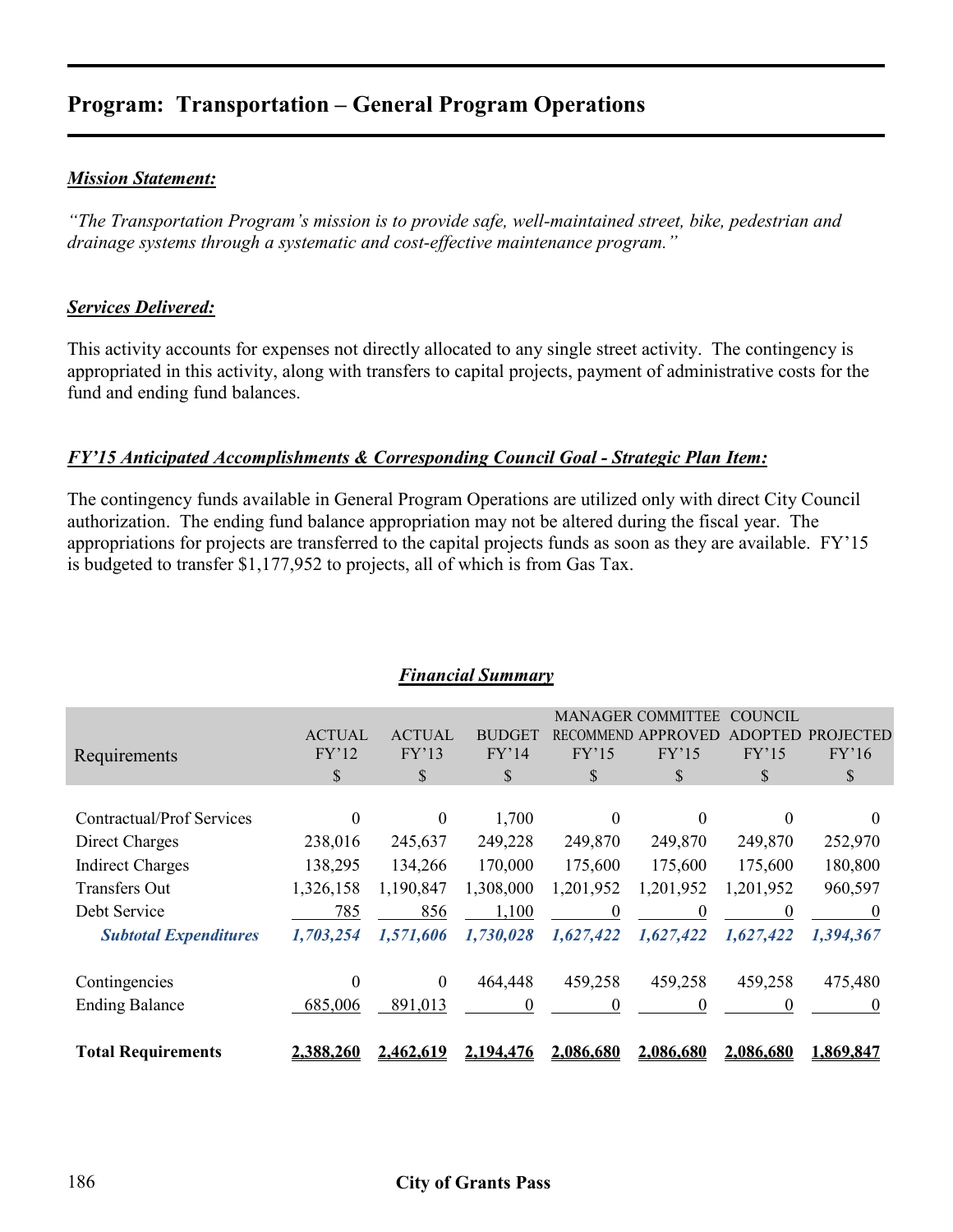## Program: Transportation – General Program Operations

***Mission Statement:***

*"The Transportation Program's mission is to provide safe, well-maintained street, bike, pedestrian and drainage systems through a systematic and cost-effective maintenance program."*

***Services Delivered:***

This activity accounts for expenses not directly allocated to any single street activity. The contingency is appropriated in this activity, along with transfers to capital projects, payment of administrative costs for the fund and ending fund balances.

***FY'15 Anticipated Accomplishments & Corresponding Council Goal - Strategic Plan Item:***

The contingency funds available in General Program Operations are utilized only with direct City Council authorization. The ending fund balance appropriation may not be altered during the fiscal year. The appropriations for projects are transferred to the capital projects funds as soon as they are available. FY'15 is budgeted to transfer $1,177,952 to projects, all of which is from Gas Tax.

***Financial Summary***

| Requirements | ACTUAL FY'12 $ | ACTUAL FY'13 $ | BUDGET FY'14 $ | MANAGER RECOMMEND FY'15 $ | COMMITTEE APPROVED FY'15 $ | COUNCIL ADOPTED FY'15 $ | PROJECTED FY'16 $ |
|---|---|---|---|---|---|---|---|
| Contractual/Prof Services | 0 | 0 | 1,700 | 0 | 0 | 0 | 0 |
| Direct Charges | 238,016 | 245,637 | 249,228 | 249,870 | 249,870 | 249,870 | 252,970 |
| Indirect Charges | 138,295 | 134,266 | 170,000 | 175,600 | 175,600 | 175,600 | 180,800 |
| Transfers Out | 1,326,158 | 1,190,847 | 1,308,000 | 1,201,952 | 1,201,952 | 1,201,952 | 960,597 |
| Debt Service | 785 | 856 | 1,100 | 0 | 0 | 0 | 0 |
| ***Subtotal Expenditures*** | ***1,703,254*** | ***1,571,606*** | ***1,730,028*** | ***1,627,422*** | ***1,627,422*** | ***1,627,422*** | ***1,394,367*** |
| Contingencies | 0 | 0 | 464,448 | 459,258 | 459,258 | 459,258 | 475,480 |
| Ending Balance | 685,006 | 891,013 | 0 | 0 | 0 | 0 | 0 |
| **Total Requirements** | **2,388,260** | **2,462,619** | **2,194,476** | **2,086,680** | **2,086,680** | **2,086,680** | **1,869,847** |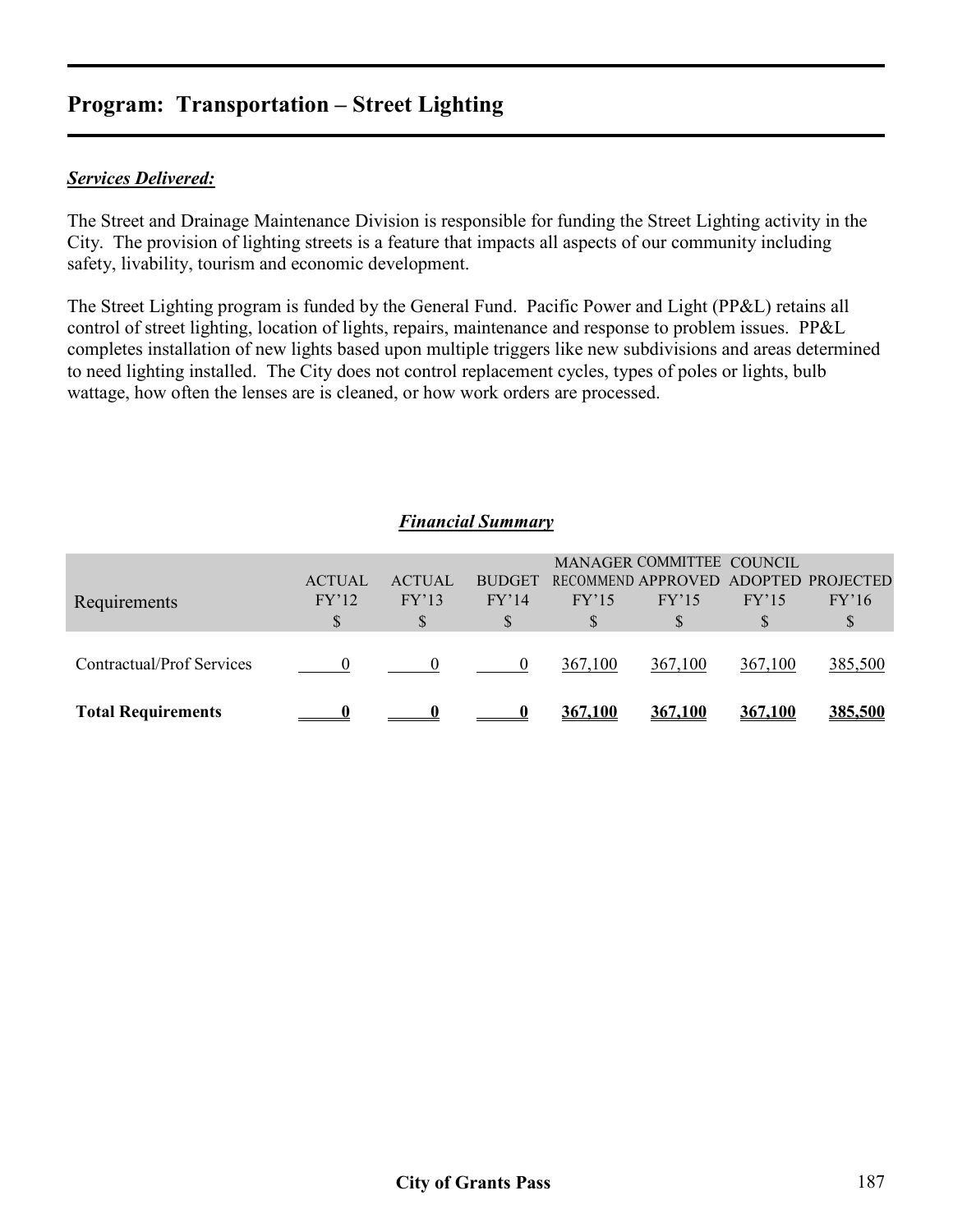# Program: Transportation – Street Lighting

***Services Delivered:***

The Street and Drainage Maintenance Division is responsible for funding the Street Lighting activity in the City. The provision of lighting streets is a feature that impacts all aspects of our community including safety, livability, tourism and economic development.

The Street Lighting program is funded by the General Fund. Pacific Power and Light (PP&L) retains all control of street lighting, location of lights, repairs, maintenance and response to problem issues. PP&L completes installation of new lights based upon multiple triggers like new subdivisions and areas determined to need lighting installed. The City does not control replacement cycles, types of poles or lights, bulb wattage, how often the lenses are is cleaned, or how work orders are processed.

***Financial Summary***

| Requirements | ACTUAL FY'12 $ | ACTUAL FY'13 $ | BUDGET FY'14 $ | MANAGER RECOMMEND FY'15 $ | COMMITTEE APPROVED FY'15 $ | COUNCIL ADOPTED FY'15 $ | PROJECTED FY'16 $ |
|---|---|---|---|---|---|---|---|
| Contractual/Prof Services | 0 | 0 | 0 | 367,100 | 367,100 | 367,100 | 385,500 |
| **Total Requirements** | **0** | **0** | **0** | **367,100** | **367,100** | **367,100** | **385,500** |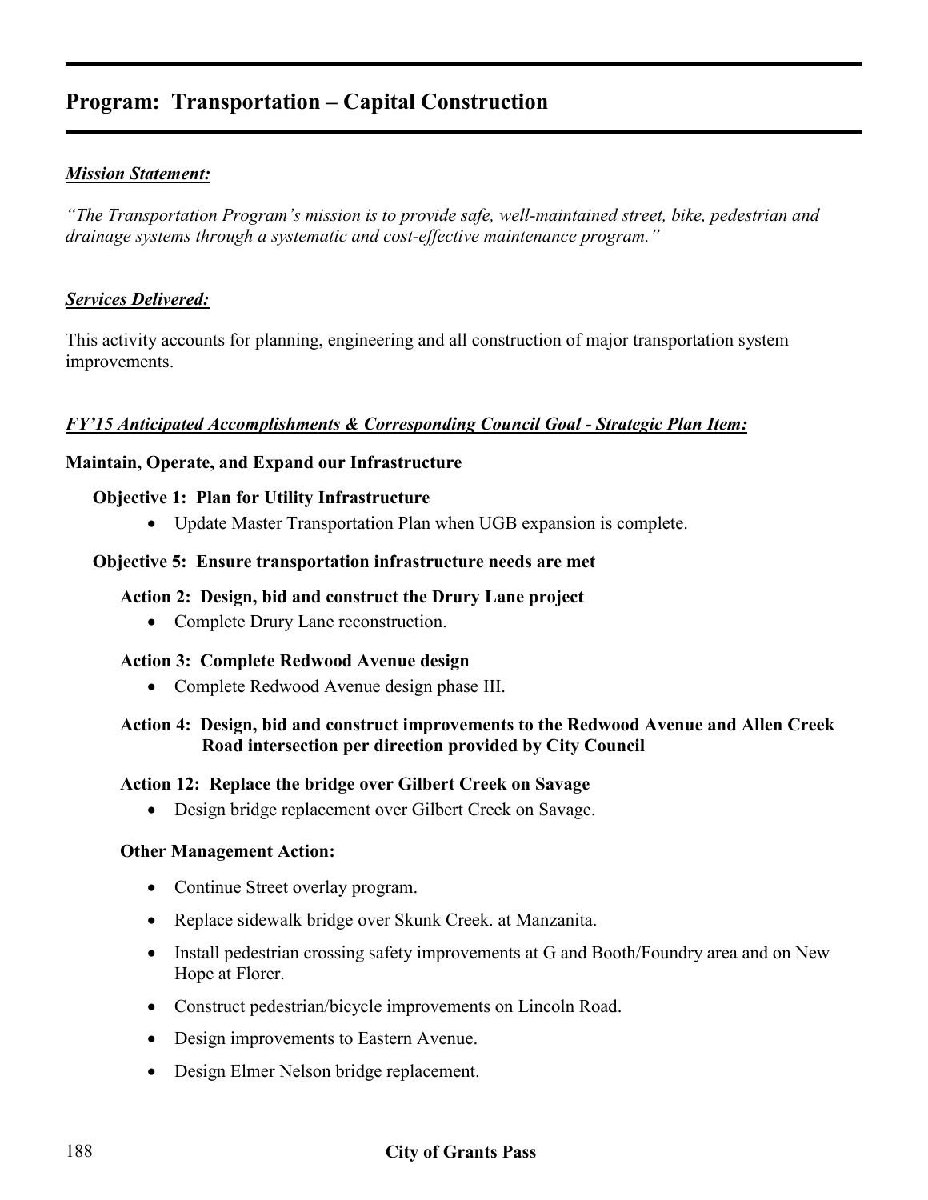## Program: Transportation – Capital Construction

***Mission Statement:***

*"The Transportation Program's mission is to provide safe, well-maintained street, bike, pedestrian and drainage systems through a systematic and cost-effective maintenance program."*

***Services Delivered:***

This activity accounts for planning, engineering and all construction of major transportation system improvements.

***FY'15 Anticipated Accomplishments & Corresponding Council Goal - Strategic Plan Item:***

**Maintain, Operate, and Expand our Infrastructure**

**Objective 1: Plan for Utility Infrastructure**

- Update Master Transportation Plan when UGB expansion is complete.

**Objective 5: Ensure transportation infrastructure needs are met**

**Action 2: Design, bid and construct the Drury Lane project**

- Complete Drury Lane reconstruction.

**Action 3: Complete Redwood Avenue design**

- Complete Redwood Avenue design phase III.

**Action 4: Design, bid and construct improvements to the Redwood Avenue and Allen Creek Road intersection per direction provided by City Council**

**Action 12: Replace the bridge over Gilbert Creek on Savage**

- Design bridge replacement over Gilbert Creek on Savage.

**Other Management Action:**

- Continue Street overlay program.
- Replace sidewalk bridge over Skunk Creek. at Manzanita.
- Install pedestrian crossing safety improvements at G and Booth/Foundry area and on New Hope at Florer.
- Construct pedestrian/bicycle improvements on Lincoln Road.
- Design improvements to Eastern Avenue.
- Design Elmer Nelson bridge replacement.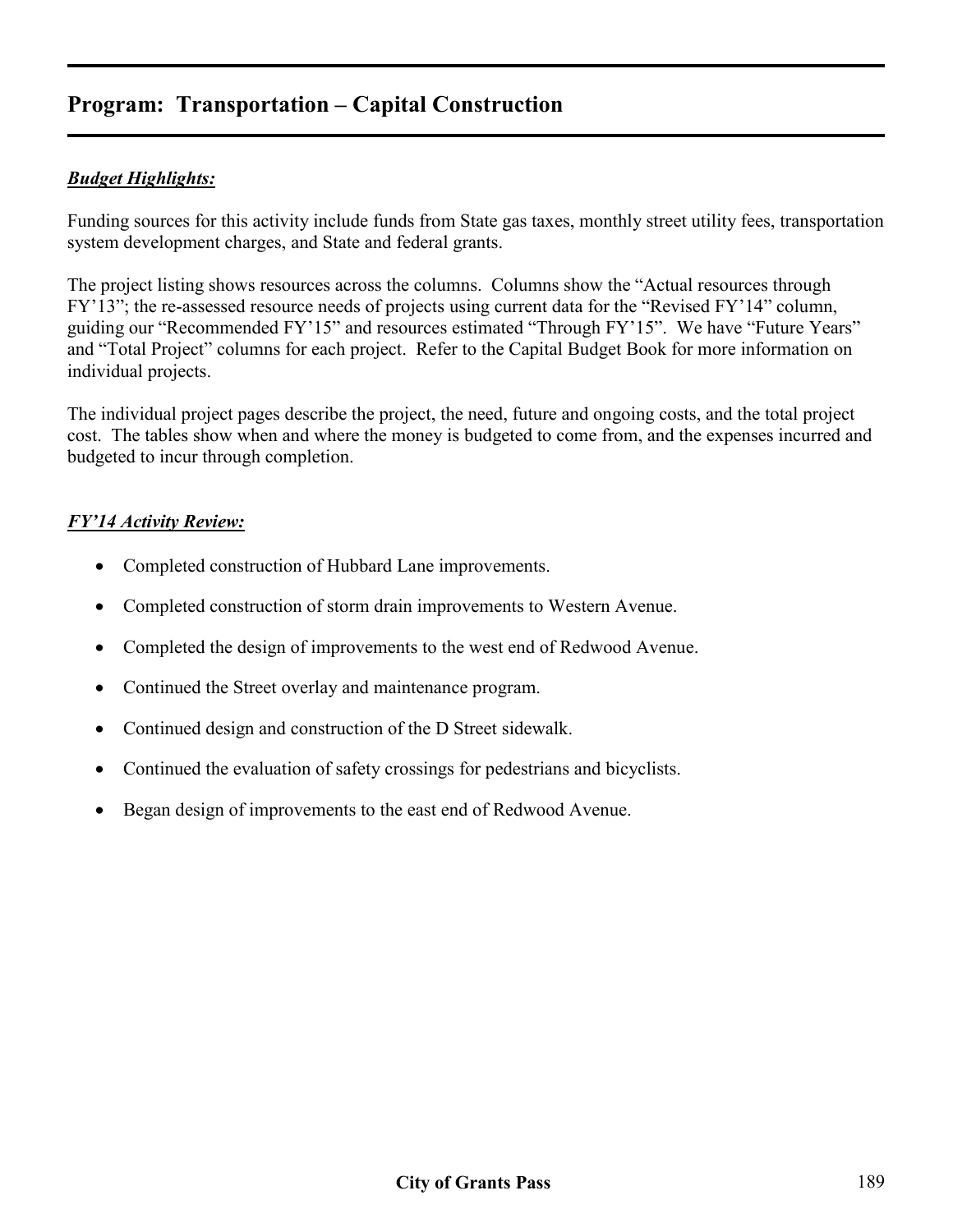# Program: Transportation – Capital Construction

***Budget Highlights:***

Funding sources for this activity include funds from State gas taxes, monthly street utility fees, transportation system development charges, and State and federal grants.

The project listing shows resources across the columns. Columns show the "Actual resources through FY'13"; the re-assessed resource needs of projects using current data for the "Revised FY'14" column, guiding our "Recommended FY'15" and resources estimated "Through FY'15". We have "Future Years" and "Total Project" columns for each project. Refer to the Capital Budget Book for more information on individual projects.

The individual project pages describe the project, the need, future and ongoing costs, and the total project cost. The tables show when and where the money is budgeted to come from, and the expenses incurred and budgeted to incur through completion.

***FY'14 Activity Review:***

- Completed construction of Hubbard Lane improvements.
- Completed construction of storm drain improvements to Western Avenue.
- Completed the design of improvements to the west end of Redwood Avenue.
- Continued the Street overlay and maintenance program.
- Continued design and construction of the D Street sidewalk.
- Continued the evaluation of safety crossings for pedestrians and bicyclists.
- Began design of improvements to the east end of Redwood Avenue.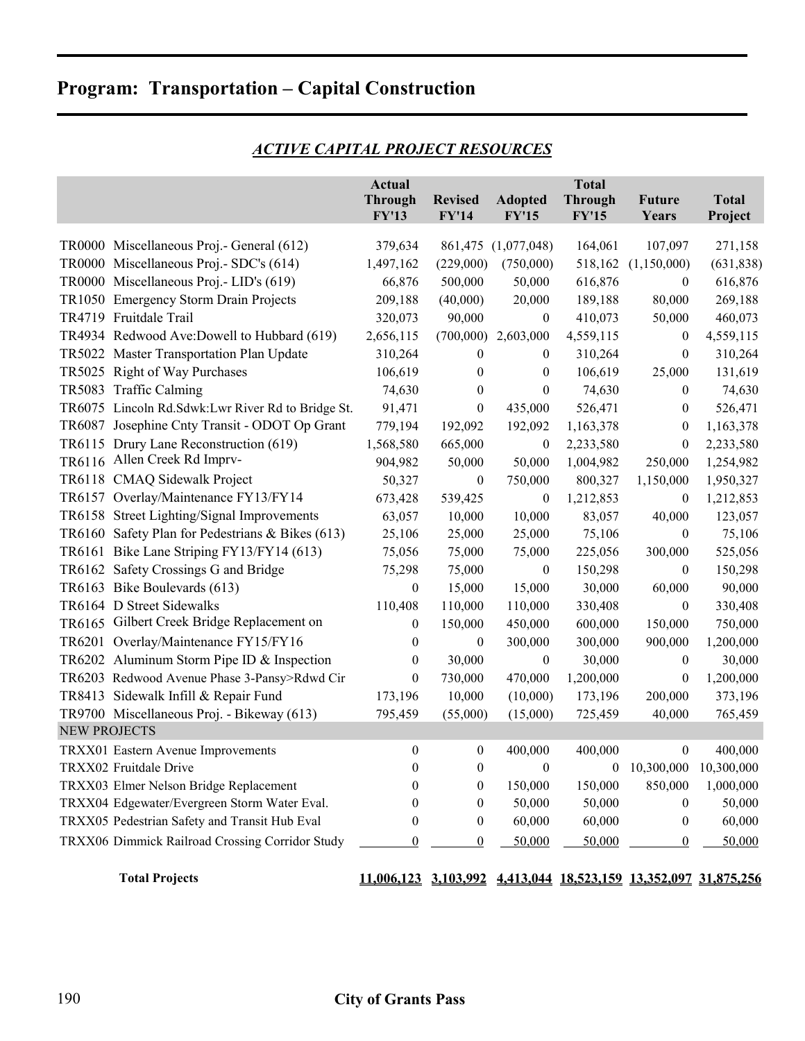# Program: Transportation – Capital Construction

## *ACTIVE CAPITAL PROJECT RESOURCES*

| | Actual Through FY'13 | Revised FY'14 | Adopted FY'15 | Total Through FY'15 | Future Years | Total Project |
|---|---|---|---|---|---|---|
| TR0000 Miscellaneous Proj.- General (612) | 379,634 | 861,475 | (1,077,048) | 164,061 | 107,097 | 271,158 |
| TR0000 Miscellaneous Proj.- SDC's (614) | 1,497,162 | (229,000) | (750,000) | 518,162 | (1,150,000) | (631,838) |
| TR0000 Miscellaneous Proj.- LID's (619) | 66,876 | 500,000 | 50,000 | 616,876 | 0 | 616,876 |
| TR1050 Emergency Storm Drain Projects | 209,188 | (40,000) | 20,000 | 189,188 | 80,000 | 269,188 |
| TR4719 Fruitdale Trail | 320,073 | 90,000 | 0 | 410,073 | 50,000 | 460,073 |
| TR4934 Redwood Ave:Dowell to Hubbard (619) | 2,656,115 | (700,000) | 2,603,000 | 4,559,115 | 0 | 4,559,115 |
| TR5022 Master Transportation Plan Update | 310,264 | 0 | 0 | 310,264 | 0 | 310,264 |
| TR5025 Right of Way Purchases | 106,619 | 0 | 0 | 106,619 | 25,000 | 131,619 |
| TR5083 Traffic Calming | 74,630 | 0 | 0 | 74,630 | 0 | 74,630 |
| TR6075 Lincoln Rd.Sdwk:Lwr River Rd to Bridge St. | 91,471 | 0 | 435,000 | 526,471 | 0 | 526,471 |
| TR6087 Josephine Cnty Transit - ODOT Op Grant | 779,194 | 192,092 | 192,092 | 1,163,378 | 0 | 1,163,378 |
| TR6115 Drury Lane Reconstruction (619) | 1,568,580 | 665,000 | 0 | 2,233,580 | 0 | 2,233,580 |
| TR6116 Allen Creek Rd Imprv- | 904,982 | 50,000 | 50,000 | 1,004,982 | 250,000 | 1,254,982 |
| TR6118 CMAQ Sidewalk Project | 50,327 | 0 | 750,000 | 800,327 | 1,150,000 | 1,950,327 |
| TR6157 Overlay/Maintenance FY13/FY14 | 673,428 | 539,425 | 0 | 1,212,853 | 0 | 1,212,853 |
| TR6158 Street Lighting/Signal Improvements | 63,057 | 10,000 | 10,000 | 83,057 | 40,000 | 123,057 |
| TR6160 Safety Plan for Pedestrians & Bikes (613) | 25,106 | 25,000 | 25,000 | 75,106 | 0 | 75,106 |
| TR6161 Bike Lane Striping FY13/FY14 (613) | 75,056 | 75,000 | 75,000 | 225,056 | 300,000 | 525,056 |
| TR6162 Safety Crossings G and Bridge | 75,298 | 75,000 | 0 | 150,298 | 0 | 150,298 |
| TR6163 Bike Boulevards (613) | 0 | 15,000 | 15,000 | 30,000 | 60,000 | 90,000 |
| TR6164 D Street Sidewalks | 110,408 | 110,000 | 110,000 | 330,408 | 0 | 330,408 |
| TR6165 Gilbert Creek Bridge Replacement on | 0 | 150,000 | 450,000 | 600,000 | 150,000 | 750,000 |
| TR6201 Overlay/Maintenance FY15/FY16 | 0 | 0 | 300,000 | 300,000 | 900,000 | 1,200,000 |
| TR6202 Aluminum Storm Pipe ID & Inspection | 0 | 30,000 | 0 | 30,000 | 0 | 30,000 |
| TR6203 Redwood Avenue Phase 3-Pansy>Rdwd Cir | 0 | 730,000 | 470,000 | 1,200,000 | 0 | 1,200,000 |
| TR8413 Sidewalk Infill & Repair Fund | 173,196 | 10,000 | (10,000) | 173,196 | 200,000 | 373,196 |
| TR9700 Miscellaneous Proj. - Bikeway (613) | 795,459 | (55,000) | (15,000) | 725,459 | 40,000 | 765,459 |
| NEW PROJECTS | | | | | | |
| TRXX01 Eastern Avenue Improvements | 0 | 0 | 400,000 | 400,000 | 0 | 400,000 |
| TRXX02 Fruitdale Drive | 0 | 0 | 0 | 0 | 10,300,000 | 10,300,000 |
| TRXX03 Elmer Nelson Bridge Replacement | 0 | 0 | 150,000 | 150,000 | 850,000 | 1,000,000 |
| TRXX04 Edgewater/Evergreen Storm Water Eval. | 0 | 0 | 50,000 | 50,000 | 0 | 50,000 |
| TRXX05 Pedestrian Safety and Transit Hub Eval | 0 | 0 | 60,000 | 60,000 | 0 | 60,000 |
| TRXX06 Dimmick Railroad Crossing Corridor Study | 0 | 0 | 50,000 | 50,000 | 0 | 50,000 |
| **Total Projects** | **11,006,123** | **3,103,992** | **4,413,044** | **18,523,159** | **13,352,097** | **31,875,256** |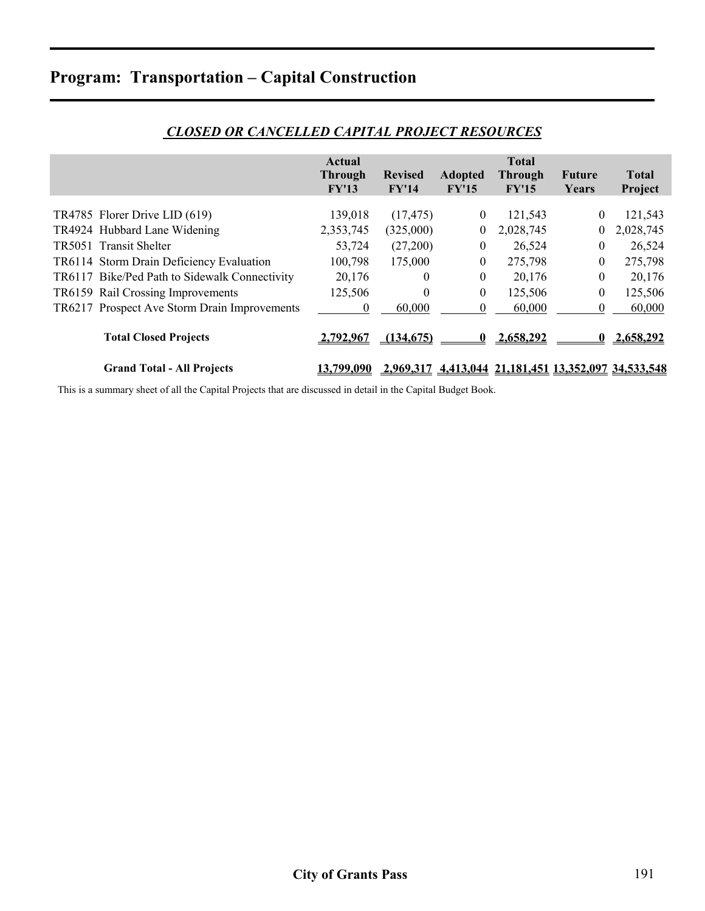# Program: Transportation – Capital Construction

## *CLOSED OR CANCELLED CAPITAL PROJECT RESOURCES*

| | Actual Through FY'13 | Revised FY'14 | Adopted FY'15 | Total Through FY'15 | Future Years | Total Project |
|---|---|---|---|---|---|---|
| TR4785 Florer Drive LID (619) | 139,018 | (17,475) | 0 | 121,543 | 0 | 121,543 |
| TR4924 Hubbard Lane Widening | 2,353,745 | (325,000) | 0 | 2,028,745 | 0 | 2,028,745 |
| TR5051 Transit Shelter | 53,724 | (27,200) | 0 | 26,524 | 0 | 26,524 |
| TR6114 Storm Drain Deficiency Evaluation | 100,798 | 175,000 | 0 | 275,798 | 0 | 275,798 |
| TR6117 Bike/Ped Path to Sidewalk Connectivity | 20,176 | 0 | 0 | 20,176 | 0 | 20,176 |
| TR6159 Rail Crossing Improvements | 125,506 | 0 | 0 | 125,506 | 0 | 125,506 |
| TR6217 Prospect Ave Storm Drain Improvements | 0 | 60,000 | 0 | 60,000 | 0 | 60,000 |
| **Total Closed Projects** | **2,792,967** | **(134,675)** | **0** | **2,658,292** | **0** | **2,658,292** |
| **Grand Total - All Projects** | **13,799,090** | **2,969,317** | **4,413,044** | **21,181,451** | **13,352,097** | **34,533,548** |

This is a summary sheet of all the Capital Projects that are discussed in detail in the Capital Budget Book.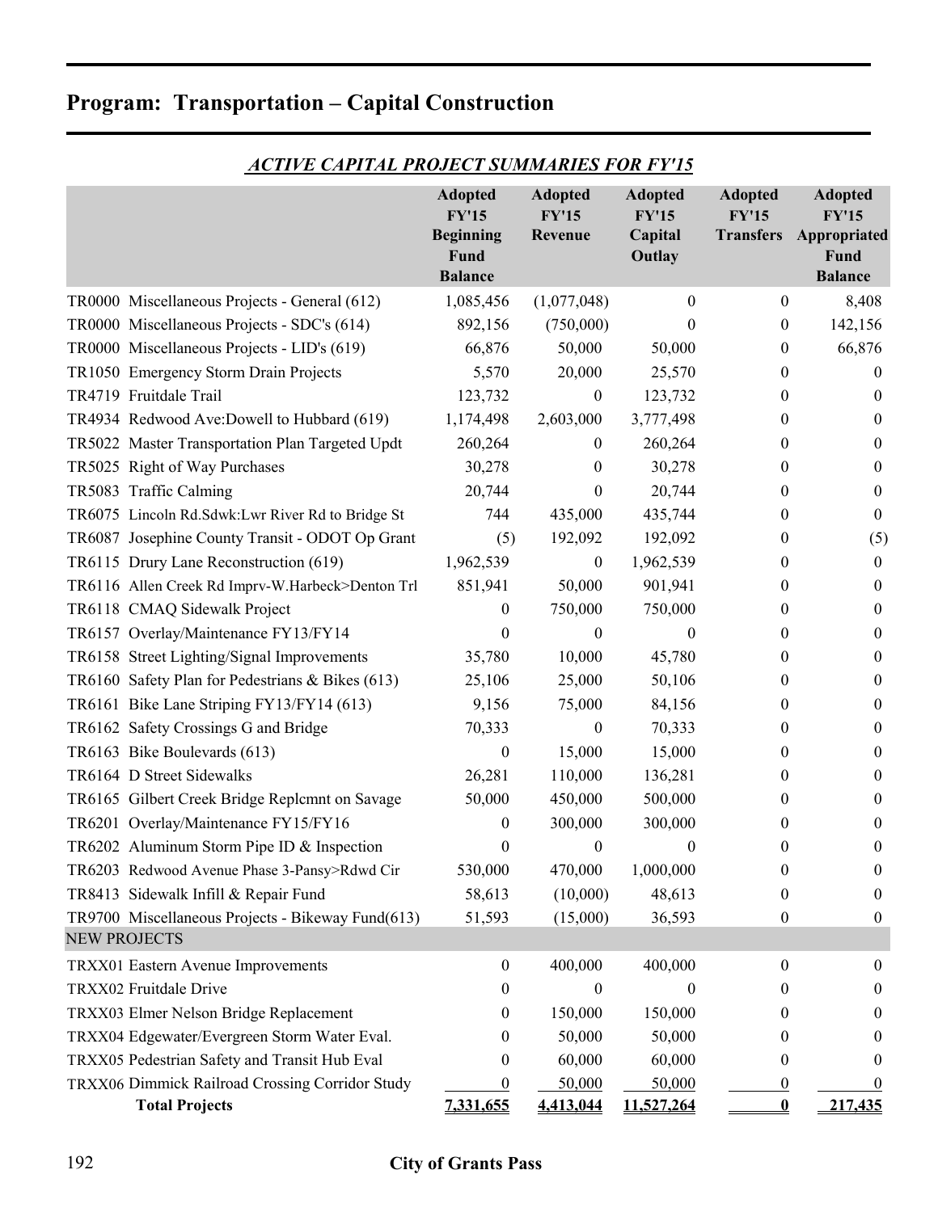# Program: Transportation – Capital Construction

***ACTIVE CAPITAL PROJECT SUMMARIES FOR FY'15***

| | Adopted FY'15 Beginning Fund Balance | Adopted FY'15 Revenue | Adopted FY'15 Capital Outlay | Adopted FY'15 Transfers | Adopted FY'15 Appropriated Fund Balance |
|---|---|---|---|---|---|
| TR0000 Miscellaneous Projects - General (612) | 1,085,456 | (1,077,048) | 0 | 0 | 8,408 |
| TR0000 Miscellaneous Projects - SDC's (614) | 892,156 | (750,000) | 0 | 0 | 142,156 |
| TR0000 Miscellaneous Projects - LID's (619) | 66,876 | 50,000 | 50,000 | 0 | 66,876 |
| TR1050 Emergency Storm Drain Projects | 5,570 | 20,000 | 25,570 | 0 | 0 |
| TR4719 Fruitdale Trail | 123,732 | 0 | 123,732 | 0 | 0 |
| TR4934 Redwood Ave:Dowell to Hubbard (619) | 1,174,498 | 2,603,000 | 3,777,498 | 0 | 0 |
| TR5022 Master Transportation Plan Targeted Updt | 260,264 | 0 | 260,264 | 0 | 0 |
| TR5025 Right of Way Purchases | 30,278 | 0 | 30,278 | 0 | 0 |
| TR5083 Traffic Calming | 20,744 | 0 | 20,744 | 0 | 0 |
| TR6075 Lincoln Rd.Sdwk:Lwr River Rd to Bridge St | 744 | 435,000 | 435,744 | 0 | 0 |
| TR6087 Josephine County Transit - ODOT Op Grant | (5) | 192,092 | 192,092 | 0 | (5) |
| TR6115 Drury Lane Reconstruction (619) | 1,962,539 | 0 | 1,962,539 | 0 | 0 |
| TR6116 Allen Creek Rd Imprv-W.Harbeck>Denton Trl | 851,941 | 50,000 | 901,941 | 0 | 0 |
| TR6118 CMAQ Sidewalk Project | 0 | 750,000 | 750,000 | 0 | 0 |
| TR6157 Overlay/Maintenance FY13/FY14 | 0 | 0 | 0 | 0 | 0 |
| TR6158 Street Lighting/Signal Improvements | 35,780 | 10,000 | 45,780 | 0 | 0 |
| TR6160 Safety Plan for Pedestrians & Bikes (613) | 25,106 | 25,000 | 50,106 | 0 | 0 |
| TR6161 Bike Lane Striping FY13/FY14 (613) | 9,156 | 75,000 | 84,156 | 0 | 0 |
| TR6162 Safety Crossings G and Bridge | 70,333 | 0 | 70,333 | 0 | 0 |
| TR6163 Bike Boulevards (613) | 0 | 15,000 | 15,000 | 0 | 0 |
| TR6164 D Street Sidewalks | 26,281 | 110,000 | 136,281 | 0 | 0 |
| TR6165 Gilbert Creek Bridge Replcmnt on Savage | 50,000 | 450,000 | 500,000 | 0 | 0 |
| TR6201 Overlay/Maintenance FY15/FY16 | 0 | 300,000 | 300,000 | 0 | 0 |
| TR6202 Aluminum Storm Pipe ID & Inspection | 0 | 0 | 0 | 0 | 0 |
| TR6203 Redwood Avenue Phase 3-Pansy>Rdwd Cir | 530,000 | 470,000 | 1,000,000 | 0 | 0 |
| TR8413 Sidewalk Infill & Repair Fund | 58,613 | (10,000) | 48,613 | 0 | 0 |
| TR9700 Miscellaneous Projects - Bikeway Fund(613) | 51,593 | (15,000) | 36,593 | 0 | 0 |
| NEW PROJECTS | | | | | |
| TRXX01 Eastern Avenue Improvements | 0 | 400,000 | 400,000 | 0 | 0 |
| TRXX02 Fruitdale Drive | 0 | 0 | 0 | 0 | 0 |
| TRXX03 Elmer Nelson Bridge Replacement | 0 | 150,000 | 150,000 | 0 | 0 |
| TRXX04 Edgewater/Evergreen Storm Water Eval. | 0 | 50,000 | 50,000 | 0 | 0 |
| TRXX05 Pedestrian Safety and Transit Hub Eval | 0 | 60,000 | 60,000 | 0 | 0 |
| TRXX06 Dimmick Railroad Crossing Corridor Study | 0 | 50,000 | 50,000 | 0 | 0 |
| **Total Projects** | **7,331,655** | **4,413,044** | **11,527,264** | **0** | **217,435** |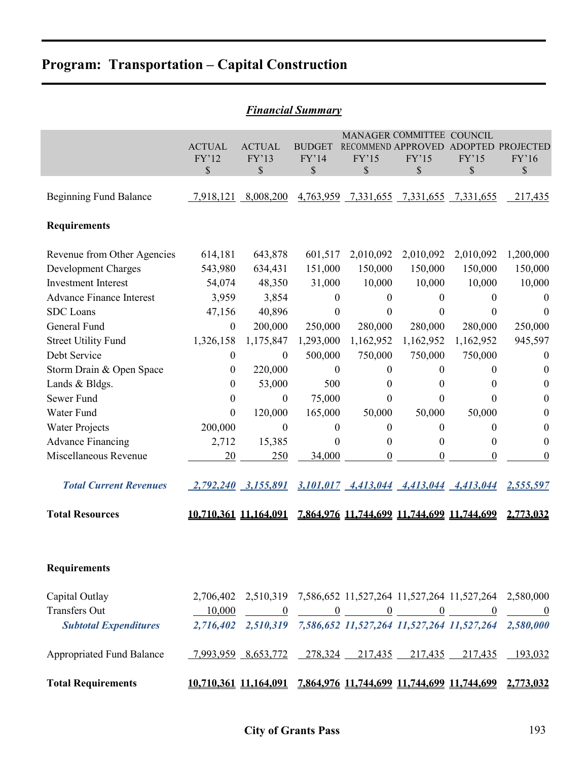# Program: Transportation – Capital Construction

***Financial Summary***

| | ACTUAL FY'12 $ | ACTUAL FY'13 $ | BUDGET FY'14 $ | MANAGER RECOMMEND FY'15 $ | COMMITTEE APPROVED FY'15 $ | COUNCIL ADOPTED FY'15 $ | PROJECTED FY'16 $ |
|---|---|---|---|---|---|---|---|
| Beginning Fund Balance | 7,918,121 | 8,008,200 | 4,763,959 | 7,331,655 | 7,331,655 | 7,331,655 | 217,435 |
| **Requirements** | | | | | | | |
| Revenue from Other Agencies | 614,181 | 643,878 | 601,517 | 2,010,092 | 2,010,092 | 2,010,092 | 1,200,000 |
| Development Charges | 543,980 | 634,431 | 151,000 | 150,000 | 150,000 | 150,000 | 150,000 |
| Investment Interest | 54,074 | 48,350 | 31,000 | 10,000 | 10,000 | 10,000 | 10,000 |
| Advance Finance Interest | 3,959 | 3,854 | 0 | 0 | 0 | 0 | 0 |
| SDC Loans | 47,156 | 40,896 | 0 | 0 | 0 | 0 | 0 |
| General Fund | 0 | 200,000 | 250,000 | 280,000 | 280,000 | 280,000 | 250,000 |
| Street Utility Fund | 1,326,158 | 1,175,847 | 1,293,000 | 1,162,952 | 1,162,952 | 1,162,952 | 945,597 |
| Debt Service | 0 | 0 | 500,000 | 750,000 | 750,000 | 750,000 | 0 |
| Storm Drain & Open Space | 0 | 220,000 | 0 | 0 | 0 | 0 | 0 |
| Lands & Bldgs. | 0 | 53,000 | 500 | 0 | 0 | 0 | 0 |
| Sewer Fund | 0 | 0 | 75,000 | 0 | 0 | 0 | 0 |
| Water Fund | 0 | 120,000 | 165,000 | 50,000 | 50,000 | 50,000 | 0 |
| Water Projects | 200,000 | 0 | 0 | 0 | 0 | 0 | 0 |
| Advance Financing | 2,712 | 15,385 | 0 | 0 | 0 | 0 | 0 |
| Miscellaneous Revenue | 20 | 250 | 34,000 | 0 | 0 | 0 | 0 |
| ***Total Current Revenues*** | ***2,792,240*** | ***3,155,891*** | ***3,101,017*** | ***4,413,044*** | ***4,413,044*** | ***4,413,044*** | ***2,555,597*** |
| **Total Resources** | **10,710,361** | **11,164,091** | **7,864,976** | **11,744,699** | **11,744,699** | **11,744,699** | **2,773,032** |
| **Requirements** | | | | | | | |
| Capital Outlay | 2,706,402 | 2,510,319 | 7,586,652 | 11,527,264 | 11,527,264 | 11,527,264 | 2,580,000 |
| Transfers Out | 10,000 | 0 | 0 | 0 | 0 | 0 | 0 |
| ***Subtotal Expenditures*** | ***2,716,402*** | ***2,510,319*** | ***7,586,652*** | ***11,527,264*** | ***11,527,264*** | ***11,527,264*** | ***2,580,000*** |
| Appropriated Fund Balance | 7,993,959 | 8,653,772 | 278,324 | 217,435 | 217,435 | 217,435 | 193,032 |
| **Total Requirements** | **10,710,361** | **11,164,091** | **7,864,976** | **11,744,699** | **11,744,699** | **11,744,699** | **2,773,032** |

**City of Grants Pass**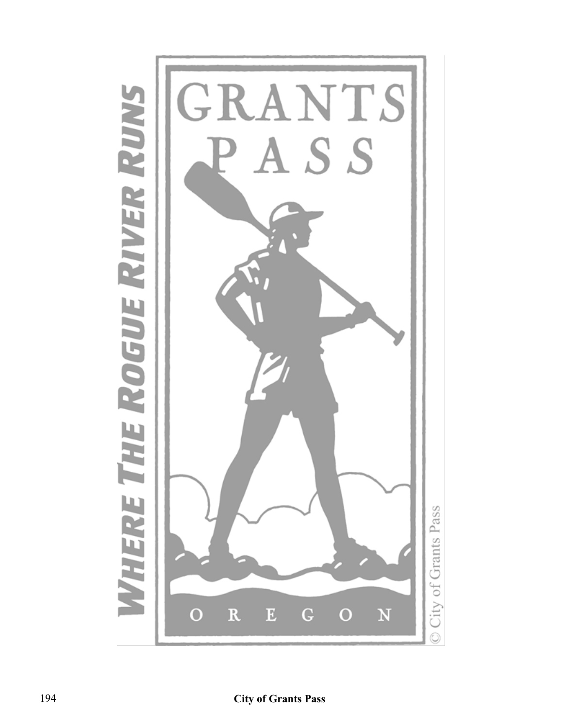WHERE THE ROGUE RIVER RUNS

GRANTS PASS

OREGON

© City of Grants Pass